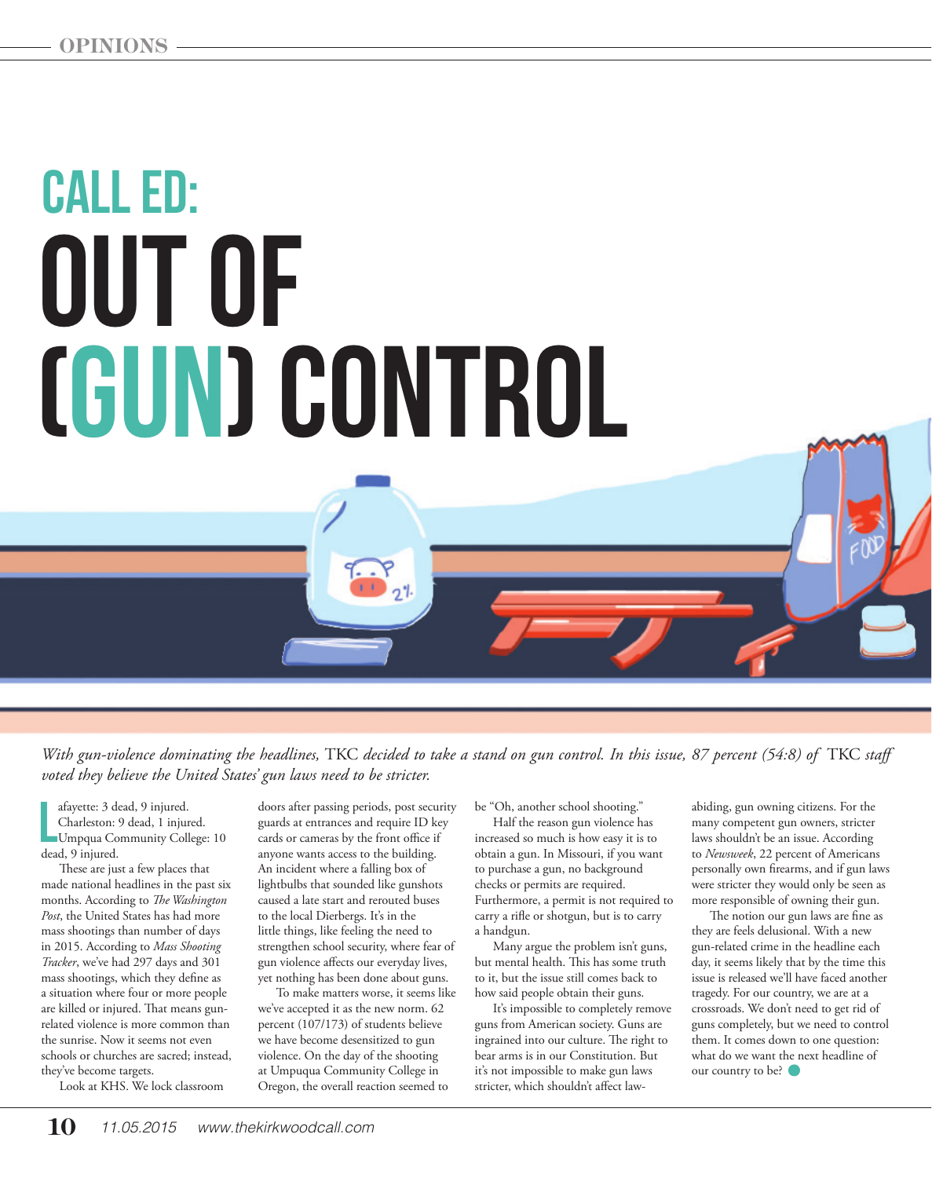# CALL ED:

# OUT OF (GUN) CONTROL

*With gun-violence dominating the headlines,* TKC *decided to take a stand on gun control. In this issue, 87 percent (54:8) of* TKC *staff voted they believe the United States' gun laws need to be stricter.*

Lafayette: 3 dead, 9 injured.
Charleston: 9 dead, 1 injured.
Umpqua Community College: 10 dead, 9 injured.

These are just a few places that made national headlines in the past six months. According to *The Washington Post*, the United States has had more mass shootings than number of days in 2015. According to *Mass Shooting Tracker*, we've had 297 days and 301 mass shootings, which they define as a situation where four or more people are killed or injured. That means gun-related violence is more common than the sunrise. Now it seems not even schools or churches are sacred; instead, they've become targets.

Look at KHS. We lock classroom doors after passing periods, post security guards at entrances and require ID key cards or cameras by the front office if anyone wants access to the building. An incident where a falling box of lightbulbs that sounded like gunshots caused a late start and rerouted buses to the local Dierbergs. It's in the little things, like feeling the need to strengthen school security, where fear of gun violence affects our everyday lives, yet nothing has been done about guns.

To make matters worse, it seems like we've accepted it as the new norm. 62 percent (107/173) of students believe we have become desensitized to gun violence. On the day of the shooting at Umpqua Community College in Oregon, the overall reaction seemed to be "Oh, another school shooting."

Half the reason gun violence has increased so much is how easy it is to obtain a gun. In Missouri, if you want to purchase a gun, no background checks or permits are required. Furthermore, a permit is not required to carry a rifle or shotgun, but is to carry a handgun.

Many argue the problem isn't guns, but mental health. This has some truth to it, but the issue still comes back to how said people obtain their guns.

It's impossible to completely remove guns from American society. Guns are ingrained into our culture. The right to bear arms is in our Constitution. But it's not impossible to make gun laws stricter, which shouldn't affect law-abiding, gun owning citizens. For the many competent gun owners, stricter laws shouldn't be an issue. According to *Newsweek*, 22 percent of Americans personally own firearms, and if gun laws were stricter they would only be seen as more responsible of owning their gun.

The notion our gun laws are fine as they are feels delusional. With a new gun-related crime in the headline each day, it seems likely that by the time this issue is released we'll have faced another tragedy. For our country, we are at a crossroads. We don't need to get rid of guns completely, but we need to control them. It comes down to one question: what do we want the next headline of our country to be?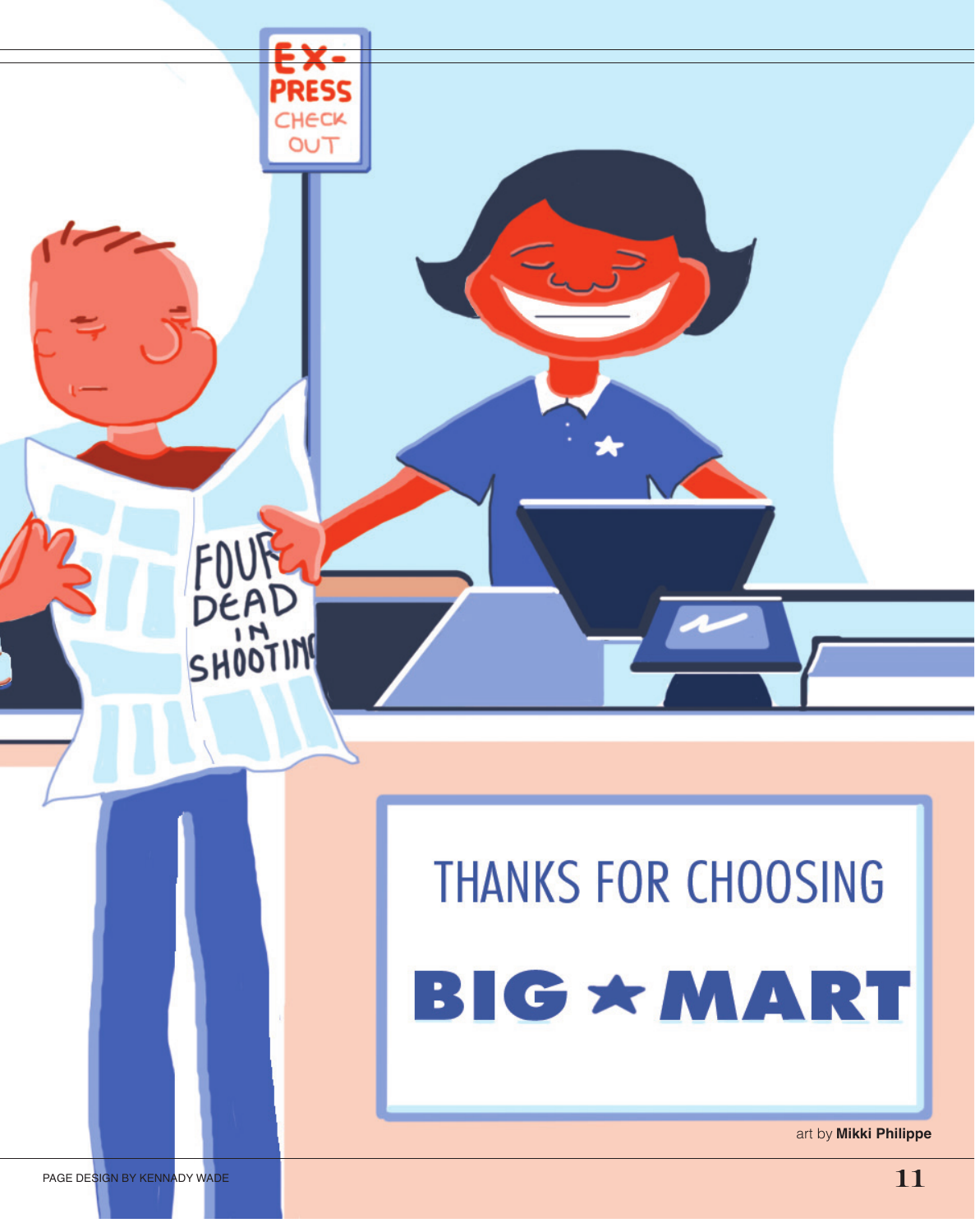EX-PRESS CHECK OUT

FOUR DEAD IN SHOOTING

THANKS FOR CHOOSING

**BIG ★ MART**

art by **Mikki Philippe**

PAGE DESIGN BY KENNADY WADE